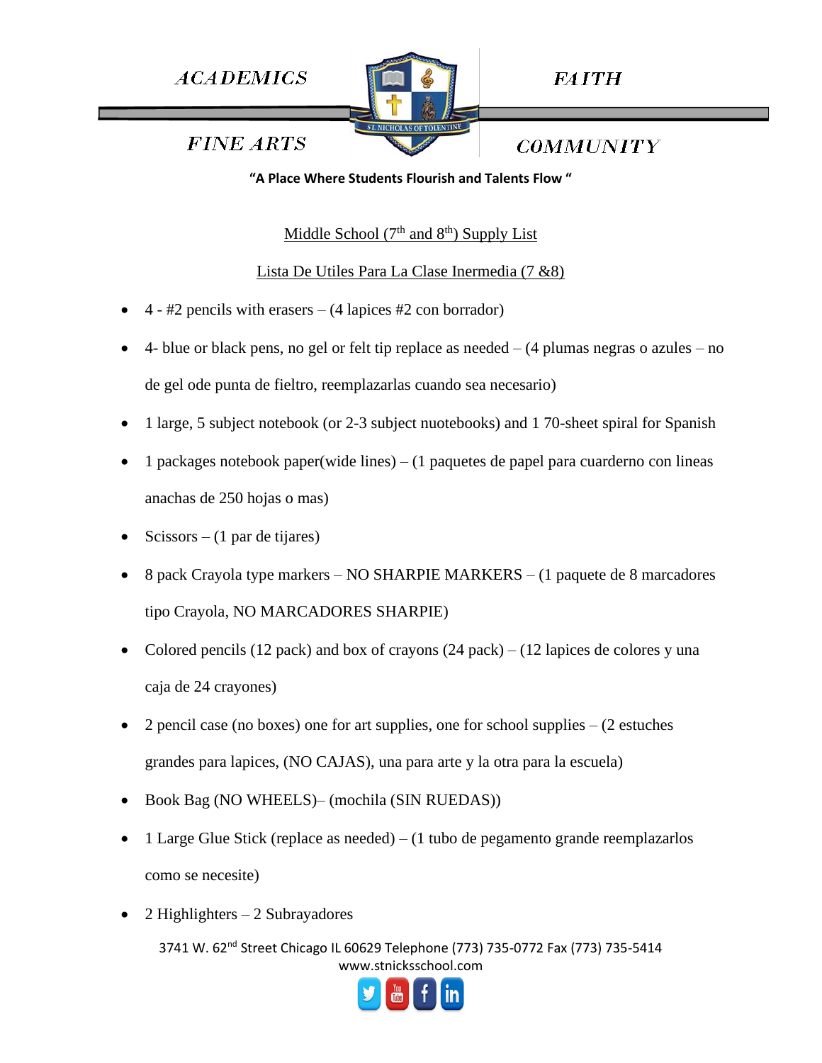ACADEMICS | FAITH

FINE ARTS | COMMUNITY

ST. NICHOLAS OF TOLENTINE

**"A Place Where Students Flourish and Talents Flow "**

Middle School (7th and 8th) Supply List

Lista De Utiles Para La Clase Inermedia (7 &8)

- 4 - #2 pencils with erasers – (4 lapices #2 con borrador)
- 4- blue or black pens, no gel or felt tip replace as needed – (4 plumas negras o azules – no de gel ode punta de fieltro, reemplazarlas cuando sea necesario)
- 1 large, 5 subject notebook (or 2-3 subject nuotebooks) and 1 70-sheet spiral for Spanish
- 1 packages notebook paper(wide lines) – (1 paquetes de papel para cuarderno con lineas anachas de 250 hojas o mas)
- Scissors – (1 par de tijares)
- 8 pack Crayola type markers – NO SHARPIE MARKERS – (1 paquete de 8 marcadores tipo Crayola, NO MARCADORES SHARPIE)
- Colored pencils (12 pack) and box of crayons (24 pack) – (12 lapices de colores y una caja de 24 crayones)
- 2 pencil case (no boxes) one for art supplies, one for school supplies – (2 estuches grandes para lapices, (NO CAJAS), una para arte y la otra para la escuela)
- Book Bag (NO WHEELS)– (mochila (SIN RUEDAS))
- 1 Large Glue Stick (replace as needed) – (1 tubo de pegamento grande reemplazarlos como se necesite)
- 2 Highlighters – 2 Subrayadores

3741 W. 62nd Street Chicago IL 60629 Telephone (773) 735-0772 Fax (773) 735-5414
www.stnicksschool.com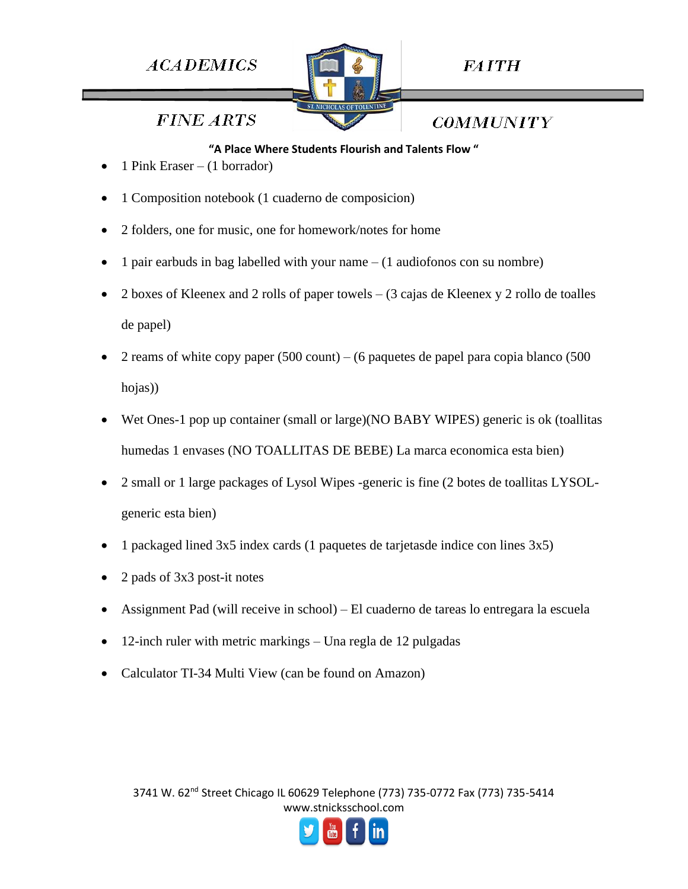- 1 Pink Eraser – (1 borrador)
- 1 Composition notebook (1 cuaderno de composicion)
- 2 folders, one for music, one for homework/notes for home
- 1 pair earbuds in bag labelled with your name – (1 audiofonos con su nombre)
- 2 boxes of Kleenex and 2 rolls of paper towels – (3 cajas de Kleenex y 2 rollo de toalles de papel)
- 2 reams of white copy paper (500 count) – (6 paquetes de papel para copia blanco (500 hojas))
- Wet Ones-1 pop up container (small or large)(NO BABY WIPES) generic is ok (toallitas humedas 1 envases (NO TOALLITAS DE BEBE) La marca economica esta bien)
- 2 small or 1 large packages of Lysol Wipes -generic is fine (2 botes de toallitas LYSOL-generic esta bien)
- 1 packaged lined 3x5 index cards (1 paquetes de tarjetasde indice con lines 3x5)
- 2 pads of 3x3 post-it notes
- Assignment Pad (will receive in school) – El cuaderno de tareas lo entregara la escuela
- 12-inch ruler with metric markings – Una regla de 12 pulgadas
- Calculator TI-34 Multi View (can be found on Amazon)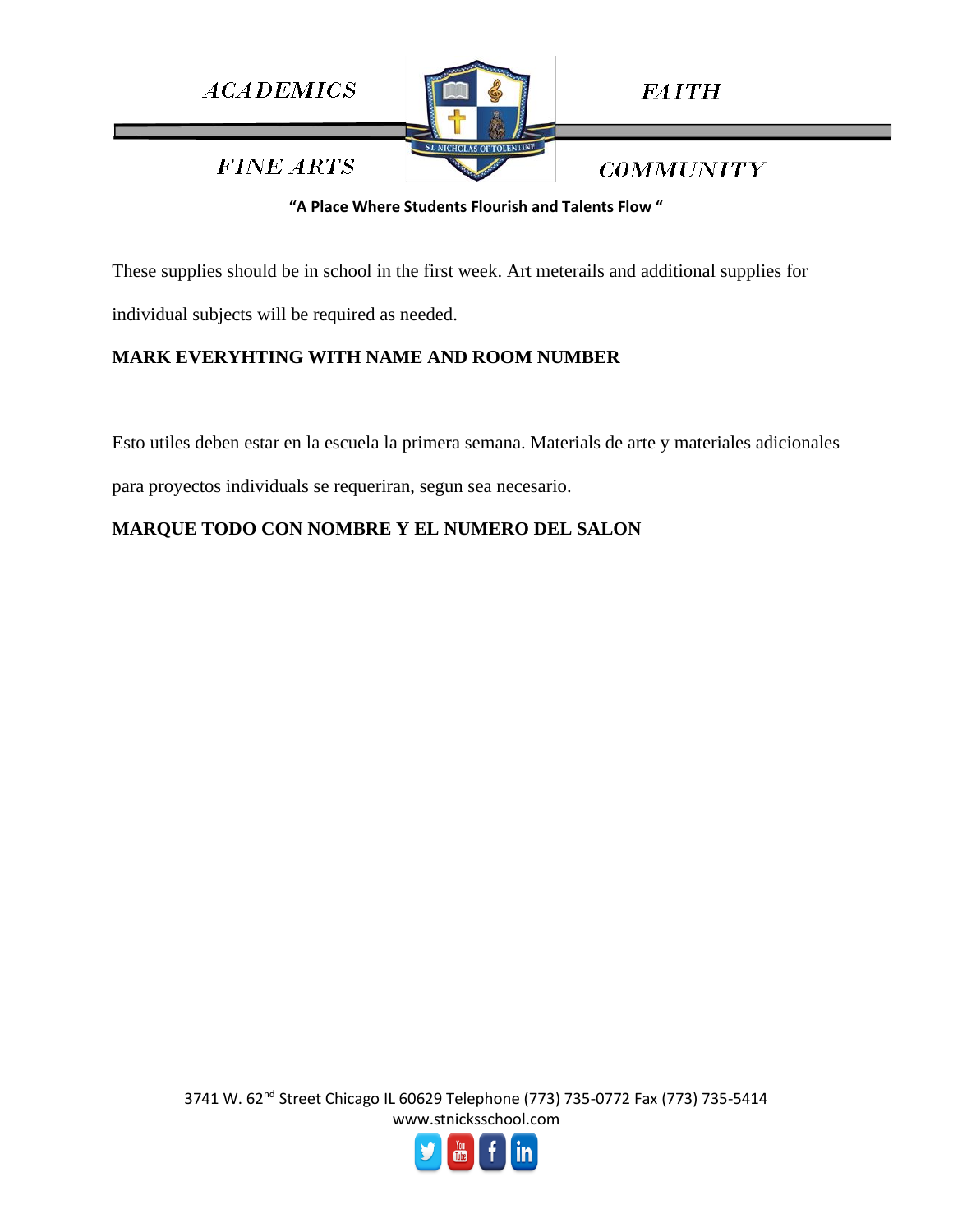These supplies should be in school in the first week. Art meterails and additional supplies for individual subjects will be required as needed.

**MARK EVERYHTING WITH NAME AND ROOM NUMBER**

Esto utiles deben estar en la escuela la primera semana. Materials de arte y materiales adicionales para proyectos individuals se requeriran, segun sea necesario.

**MARQUE TODO CON NOMBRE Y EL NUMERO DEL SALON**